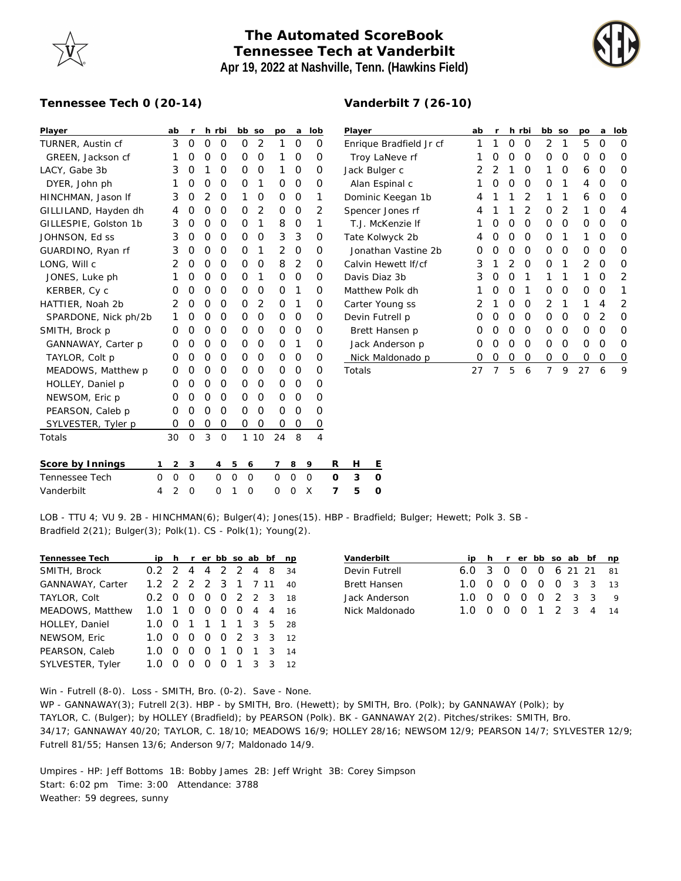# The Automated ScoreBook
## Tennessee Tech at Vanderbilt
**Apr 19, 2022 at Nashville, Tenn. (Hawkins Field)**

### Tennessee Tech 0 (20-14)

| Player | ab | r | h | rbi | bb | so | po | a | lob |
|---|---|---|---|---|---|---|---|---|---|
| TURNER, Austin cf | 3 | 0 | 0 | 0 | 0 | 2 | 1 | 0 | 0 |
| GREEN, Jackson cf | 1 | 0 | 0 | 0 | 0 | 0 | 1 | 0 | 0 |
| LACY, Gabe 3b | 3 | 0 | 1 | 0 | 0 | 0 | 1 | 0 | 0 |
| DYER, John ph | 1 | 0 | 0 | 0 | 0 | 1 | 0 | 0 | 0 |
| HINCHMAN, Jason lf | 3 | 0 | 2 | 0 | 1 | 0 | 0 | 0 | 1 |
| GILLILAND, Hayden dh | 4 | 0 | 0 | 0 | 0 | 2 | 0 | 0 | 2 |
| GILLESPIE, Golston 1b | 3 | 0 | 0 | 0 | 0 | 1 | 8 | 0 | 1 |
| JOHNSON, Ed ss | 3 | 0 | 0 | 0 | 0 | 0 | 3 | 3 | 0 |
| GUARDINO, Ryan rf | 3 | 0 | 0 | 0 | 0 | 1 | 2 | 0 | 0 |
| LONG, Will c | 2 | 0 | 0 | 0 | 0 | 0 | 8 | 2 | 0 |
| JONES, Luke ph | 1 | 0 | 0 | 0 | 0 | 1 | 0 | 0 | 0 |
| KERBER, Cy c | 0 | 0 | 0 | 0 | 0 | 0 | 0 | 1 | 0 |
| HATTIER, Noah 2b | 2 | 0 | 0 | 0 | 0 | 2 | 0 | 1 | 0 |
| SPARDONE, Nick ph/2b | 1 | 0 | 0 | 0 | 0 | 0 | 0 | 0 | 0 |
| SMITH, Brock p | 0 | 0 | 0 | 0 | 0 | 0 | 0 | 0 | 0 |
| GANNAWAY, Carter p | 0 | 0 | 0 | 0 | 0 | 0 | 0 | 1 | 0 |
| TAYLOR, Colt p | 0 | 0 | 0 | 0 | 0 | 0 | 0 | 0 | 0 |
| MEADOWS, Matthew p | 0 | 0 | 0 | 0 | 0 | 0 | 0 | 0 | 0 |
| HOLLEY, Daniel p | 0 | 0 | 0 | 0 | 0 | 0 | 0 | 0 | 0 |
| NEWSOM, Eric p | 0 | 0 | 0 | 0 | 0 | 0 | 0 | 0 | 0 |
| PEARSON, Caleb p | 0 | 0 | 0 | 0 | 0 | 0 | 0 | 0 | 0 |
| SYLVESTER, Tyler p | 0 | 0 | 0 | 0 | 0 | 0 | 0 | 0 | 0 |
| Totals | 30 | 0 | 3 | 0 | 1 | 10 | 24 | 8 | 4 |

### Vanderbilt 7 (26-10)

| Player | ab | r | h | rbi | bb | so | po | a | lob |
|---|---|---|---|---|---|---|---|---|---|
| Enrique Bradfield Jr cf | 1 | 1 | 0 | 0 | 2 | 1 | 5 | 0 | 0 |
| Troy LaNeve rf | 1 | 0 | 0 | 0 | 0 | 0 | 0 | 0 | 0 |
| Jack Bulger c | 2 | 2 | 1 | 0 | 1 | 0 | 6 | 0 | 0 |
| Alan Espinal c | 1 | 0 | 0 | 0 | 0 | 1 | 4 | 0 | 0 |
| Dominic Keegan 1b | 4 | 1 | 1 | 2 | 1 | 1 | 6 | 0 | 0 |
| Spencer Jones rf | 4 | 1 | 1 | 2 | 0 | 2 | 1 | 0 | 4 |
| T.J. McKenzie lf | 1 | 0 | 0 | 0 | 0 | 0 | 0 | 0 | 0 |
| Tate Kolwyck 2b | 4 | 0 | 0 | 0 | 0 | 1 | 1 | 0 | 0 |
| Jonathan Vastine 2b | 0 | 0 | 0 | 0 | 0 | 0 | 0 | 0 | 0 |
| Calvin Hewett lf/cf | 3 | 1 | 2 | 0 | 0 | 1 | 2 | 0 | 0 |
| Davis Diaz 3b | 3 | 0 | 0 | 1 | 1 | 1 | 1 | 0 | 2 |
| Matthew Polk dh | 1 | 0 | 0 | 1 | 0 | 0 | 0 | 0 | 1 |
| Carter Young ss | 2 | 1 | 0 | 0 | 2 | 1 | 1 | 4 | 2 |
| Devin Futrell p | 0 | 0 | 0 | 0 | 0 | 0 | 0 | 2 | 0 |
| Brett Hansen p | 0 | 0 | 0 | 0 | 0 | 0 | 0 | 0 | 0 |
| Jack Anderson p | 0 | 0 | 0 | 0 | 0 | 0 | 0 | 0 | 0 |
| Nick Maldonado p | 0 | 0 | 0 | 0 | 0 | 0 | 0 | 0 | 0 |
| Totals | 27 | 7 | 5 | 6 | 7 | 9 | 27 | 6 | 9 |

| Score by Innings | 1 | 2 | 3 | 4 | 5 | 6 | 7 | 8 | 9 | R | H | E |
|---|---|---|---|---|---|---|---|---|---|---|---|---|
| Tennessee Tech | 0 | 0 | 0 | 0 | 0 | 0 | 0 | 0 | 0 | **0** | **3** | **0** |
| Vanderbilt | 4 | 2 | 0 | 0 | 1 | 0 | 0 | 0 | X | **7** | **5** | **0** |

LOB - TTU 4; VU 9. 2B - HINCHMAN(6); Bulger(4); Jones(15). HBP - Bradfield; Bulger; Hewett; Polk 3. SB - Bradfield 2(21); Bulger(3); Polk(1). CS - Polk(1); Young(2).

| Tennessee Tech | ip | h | r | er | bb | so | ab | bf | np |
|---|---|---|---|---|---|---|---|---|---|
| SMITH, Brock | 0.2 | 2 | 4 | 4 | 2 | 2 | 4 | 8 | 34 |
| GANNAWAY, Carter | 1.2 | 2 | 2 | 2 | 3 | 1 | 7 | 11 | 40 |
| TAYLOR, Colt | 0.2 | 0 | 0 | 0 | 0 | 2 | 2 | 3 | 18 |
| MEADOWS, Matthew | 1.0 | 1 | 0 | 0 | 0 | 0 | 4 | 4 | 16 |
| HOLLEY, Daniel | 1.0 | 0 | 1 | 1 | 1 | 1 | 3 | 5 | 28 |
| NEWSOM, Eric | 1.0 | 0 | 0 | 0 | 0 | 2 | 3 | 3 | 12 |
| PEARSON, Caleb | 1.0 | 0 | 0 | 0 | 1 | 0 | 1 | 3 | 14 |
| SYLVESTER, Tyler | 1.0 | 0 | 0 | 0 | 0 | 1 | 3 | 3 | 12 |

| Vanderbilt | ip | h | r | er | bb | so | ab | bf | np |
|---|---|---|---|---|---|---|---|---|---|
| Devin Futrell | 6.0 | 3 | 0 | 0 | 0 | 6 | 21 | 21 | 81 |
| Brett Hansen | 1.0 | 0 | 0 | 0 | 0 | 0 | 3 | 3 | 13 |
| Jack Anderson | 1.0 | 0 | 0 | 0 | 0 | 2 | 3 | 3 | 9 |
| Nick Maldonado | 1.0 | 0 | 0 | 0 | 1 | 2 | 3 | 4 | 14 |

Win - Futrell (8-0). Loss - SMITH, Bro. (0-2). Save - None.
WP - GANNAWAY(3); Futrell 2(3). HBP - by SMITH, Bro. (Hewett); by SMITH, Bro. (Polk); by GANNAWAY (Polk); by TAYLOR, C. (Bulger); by HOLLEY (Bradfield); by PEARSON (Polk). BK - GANNAWAY 2(2). Pitches/strikes: SMITH, Bro. 34/17; GANNAWAY 40/20; TAYLOR, C. 18/10; MEADOWS 16/9; HOLLEY 28/16; NEWSOM 12/9; PEARSON 14/7; SYLVESTER 12/9; Futrell 81/55; Hansen 13/6; Anderson 9/7; Maldonado 14/9.

Umpires - HP: Jeff Bottoms 1B: Bobby James 2B: Jeff Wright 3B: Corey Simpson
Start: 6:02 pm Time: 3:00 Attendance: 3788
Weather: 59 degrees, sunny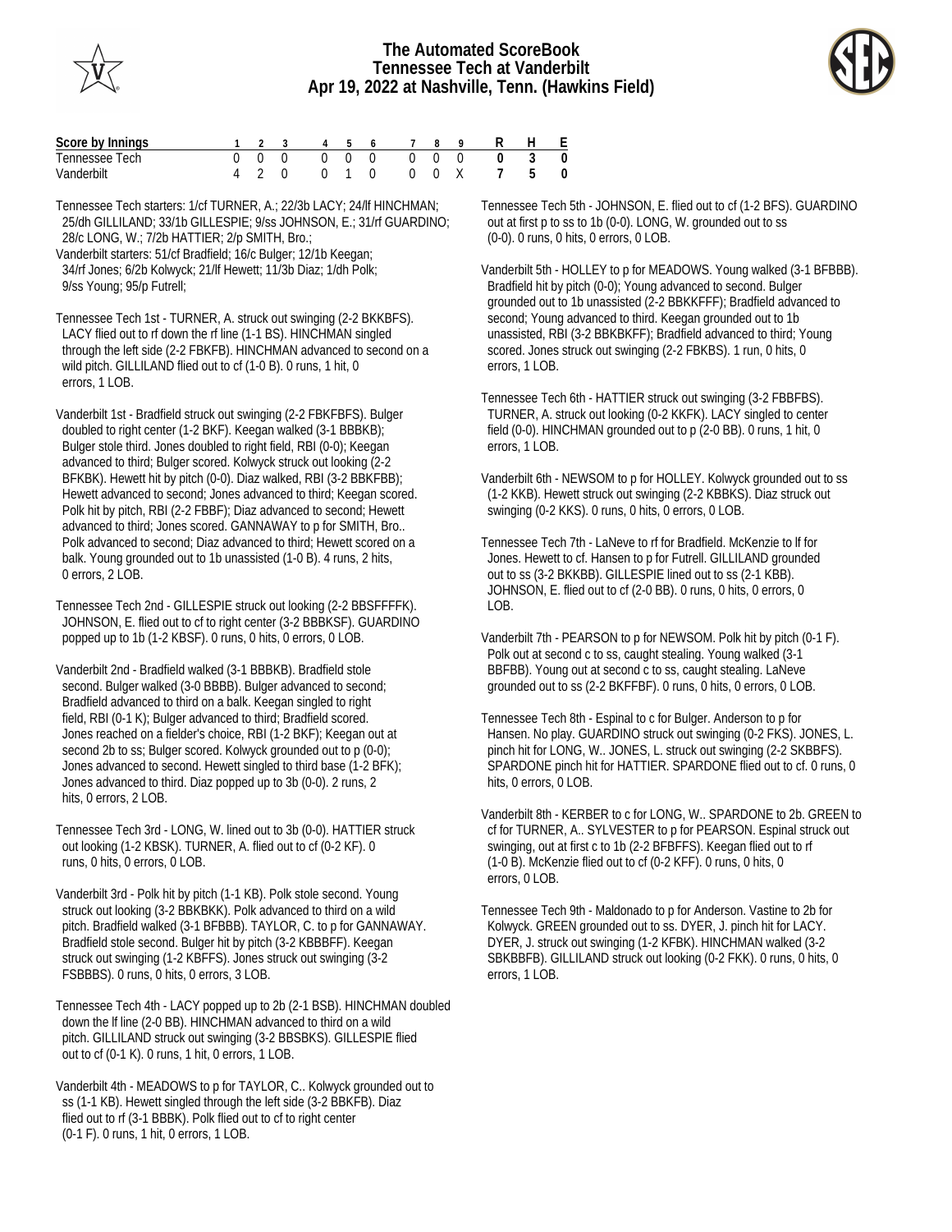# The Automated ScoreBook
## Tennessee Tech at Vanderbilt
## Apr 19, 2022 at Nashville, Tenn. (Hawkins Field)

| Score by Innings | 1 | 2 | 3 | 4 | 5 | 6 | 7 | 8 | 9 | R | H | E |
|---|---|---|---|---|---|---|---|---|---|---|---|---|
| Tennessee Tech | 0 | 0 | 0 | 0 | 0 | 0 | 0 | 0 | 0 | 0 | 3 | 0 |
| Vanderbilt | 4 | 2 | 0 | 0 | 1 | 0 | 0 | 0 | X | 7 | 5 | 0 |

Tennessee Tech starters: 1/cf TURNER, A.; 22/3b LACY; 24/lf HINCHMAN; 25/dh GILLILAND; 33/1b GILLESPIE; 9/ss JOHNSON, E.; 31/rf GUARDINO; 28/c LONG, W.; 7/2b HATTIER; 2/p SMITH, Bro.;
Vanderbilt starters: 51/cf Bradfield; 16/c Bulger; 12/1b Keegan; 34/rf Jones; 6/2b Kolwyck; 21/lf Hewett; 11/3b Diaz; 1/dh Polk; 9/ss Young; 95/p Futrell;

Tennessee Tech 1st - TURNER, A. struck out swinging (2-2 BKKBFS). LACY flied out to rf down the rf line (1-1 BS). HINCHMAN singled through the left side (2-2 FBKFB). HINCHMAN advanced to second on a wild pitch. GILLILAND flied out to cf (1-0 B). 0 runs, 1 hit, 0 errors, 1 LOB.

Vanderbilt 1st - Bradfield struck out swinging (2-2 FBKFBFS). Bulger doubled to right center (1-2 BKF). Keegan walked (3-1 BBBKB); Bulger stole third. Jones doubled to right field, RBI (0-0); Keegan advanced to third; Bulger scored. Kolwyck struck out looking (2-2 BFKBK). Hewett hit by pitch (0-0). Diaz walked, RBI (3-2 BBKFBB); Hewett advanced to second; Jones advanced to third; Keegan scored. Polk hit by pitch, RBI (2-2 FBBF); Diaz advanced to second; Hewett advanced to third; Jones scored. GANNAWAY to p for SMITH, Bro.. Polk advanced to second; Diaz advanced to third; Hewett scored on a balk. Young grounded out to 1b unassisted (1-0 B). 4 runs, 2 hits, 0 errors, 2 LOB.

Tennessee Tech 2nd - GILLESPIE struck out looking (2-2 BBSFFFFK). JOHNSON, E. flied out to cf to right center (3-2 BBBKSF). GUARDINO popped up to 1b (1-2 KBSF). 0 runs, 0 hits, 0 errors, 0 LOB.

Vanderbilt 2nd - Bradfield walked (3-1 BBBKB). Bradfield stole second. Bulger walked (3-0 BBBB). Bulger advanced to second; Bradfield advanced to third on a balk. Keegan singled to right field, RBI (0-1 K); Bulger advanced to third; Bradfield scored. Jones reached on a fielder's choice, RBI (1-2 BKF); Keegan out at second 2b to ss; Bulger scored. Kolwyck grounded out to p (0-0); Jones advanced to second. Hewett singled to third base (1-2 BFK); Jones advanced to third. Diaz popped up to 3b (0-0). 2 runs, 2 hits, 0 errors, 2 LOB.

Tennessee Tech 3rd - LONG, W. lined out to 3b (0-0). HATTIER struck out looking (1-2 KBSK). TURNER, A. flied out to cf (0-2 KF). 0 runs, 0 hits, 0 errors, 0 LOB.

Vanderbilt 3rd - Polk hit by pitch (1-1 KB). Polk stole second. Young struck out looking (3-2 BBKBKK). Polk advanced to third on a wild pitch. Bradfield walked (3-1 BFBBB). TAYLOR, C. to p for GANNAWAY. Bradfield stole second. Bulger hit by pitch (3-2 KBBBFF). Keegan struck out swinging (1-2 KBFFS). Jones struck out swinging (3-2 FSBBBS). 0 runs, 0 hits, 0 errors, 3 LOB.

Tennessee Tech 4th - LACY popped up to 2b (2-1 BSB). HINCHMAN doubled down the lf line (2-0 BB). HINCHMAN advanced to third on a wild pitch. GILLILAND struck out swinging (3-2 BBSBKS). GILLESPIE flied out to cf (0-1 K). 0 runs, 1 hit, 0 errors, 1 LOB.

Vanderbilt 4th - MEADOWS to p for TAYLOR, C.. Kolwyck grounded out to ss (1-1 KB). Hewett singled through the left side (3-2 BBKFB). Diaz flied out to rf (3-1 BBBK). Polk flied out to cf to right center (0-1 F). 0 runs, 1 hit, 0 errors, 1 LOB.

Tennessee Tech 5th - JOHNSON, E. flied out to cf (1-2 BFS). GUARDINO out at first p to ss to 1b (0-0). LONG, W. grounded out to ss (0-0). 0 runs, 0 hits, 0 errors, 0 LOB.

Vanderbilt 5th - HOLLEY to p for MEADOWS. Young walked (3-1 BFBBB). Bradfield hit by pitch (0-0); Young advanced to second. Bulger grounded out to 1b unassisted (2-2 BBKKFFF); Bradfield advanced to second; Young advanced to third. Keegan grounded out to 1b unassisted, RBI (3-2 BBKBKFF); Bradfield advanced to third; Young scored. Jones struck out swinging (2-2 FBKBS). 1 run, 0 hits, 0 errors, 1 LOB.

Tennessee Tech 6th - HATTIER struck out swinging (3-2 FBBFBS). TURNER, A. struck out looking (0-2 KKFK). LACY singled to center field (0-0). HINCHMAN grounded out to p (2-0 BB). 0 runs, 1 hit, 0 errors, 1 LOB.

Vanderbilt 6th - NEWSOM to p for HOLLEY. Kolwyck grounded out to ss (1-2 KKB). Hewett struck out swinging (2-2 KBBKS). Diaz struck out swinging (0-2 KKS). 0 runs, 0 hits, 0 errors, 0 LOB.

Tennessee Tech 7th - LaNeve to rf for Bradfield. McKenzie to lf for Jones. Hewett to cf. Hansen to p for Futrell. GILLILAND grounded out to ss (3-2 BKKBB). GILLESPIE lined out to ss (2-1 KBB). JOHNSON, E. flied out to cf (2-0 BB). 0 runs, 0 hits, 0 errors, 0 LOB.

Vanderbilt 7th - PEARSON to p for NEWSOM. Polk hit by pitch (0-1 F). Polk out at second c to ss, caught stealing. Young walked (3-1 BBFBB). Young out at second c to ss, caught stealing. LaNeve grounded out to ss (2-2 BKFFBF). 0 runs, 0 hits, 0 errors, 0 LOB.

Tennessee Tech 8th - Espinal to c for Bulger. Anderson to p for Hansen. No play. GUARDINO struck out swinging (0-2 FKS). JONES, L. pinch hit for LONG, W.. JONES, L. struck out swinging (2-2 SKBBFS). SPARDONE pinch hit for HATTIER. SPARDONE flied out to cf. 0 runs, 0 hits, 0 errors, 0 LOB.

Vanderbilt 8th - KERBER to c for LONG, W.. SPARDONE to 2b. GREEN to cf for TURNER, A.. SYLVESTER to p for PEARSON. Espinal struck out swinging, out at first c to 1b (2-2 BFBFFS). Keegan flied out to rf (1-0 B). McKenzie flied out to cf (0-2 KFF). 0 runs, 0 hits, 0 errors, 0 LOB.

Tennessee Tech 9th - Maldonado to p for Anderson. Vastine to 2b for Kolwyck. GREEN grounded out to ss. DYER, J. pinch hit for LACY. DYER, J. struck out swinging (1-2 KFBK). HINCHMAN walked (3-2 SBKBBFB). GILLILAND struck out looking (0-2 FKK). 0 runs, 0 hits, 0 errors, 1 LOB.